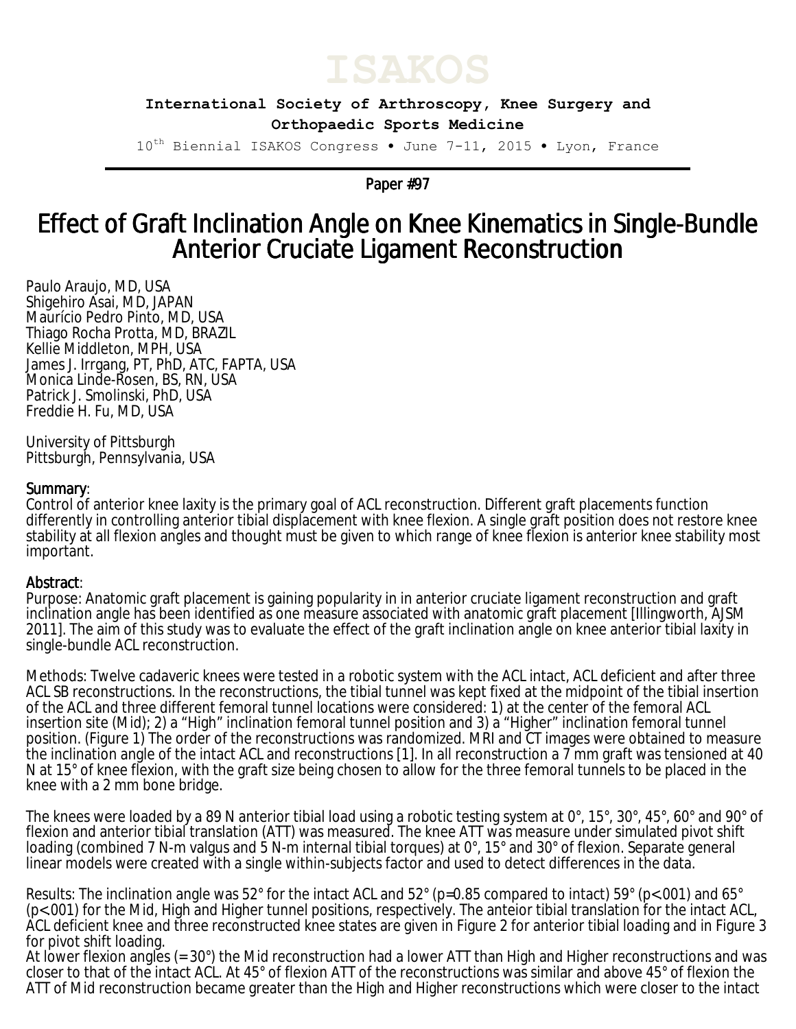# ISAKOS

**International Society of Arthroscopy, Knee Surgery and Orthopaedic Sports Medicine**

10th Biennial ISAKOS Congress • June 7-11, 2015 • Lyon, France

Paper #97

# Effect of Graft Inclination Angle on Knee Kinematics in Single-Bundle Anterior Cruciate Ligament Reconstruction

Paulo Araujo, MD, USA
Shigehiro Asai, MD, JAPAN
Maurício Pedro Pinto, MD, USA
Thiago Rocha Protta, MD, BRAZIL
Kellie Middleton, MPH, USA
James J. Irrgang, PT, PhD, ATC, FAPTA, USA
Monica Linde-Rosen, BS, RN, USA
Patrick J. Smolinski, PhD, USA
Freddie H. Fu, MD, USA

University of Pittsburgh
Pittsburgh, Pennsylvania, USA

## Summary:

Control of anterior knee laxity is the primary goal of ACL reconstruction. Different graft placements function differently in controlling anterior tibial displacement with knee flexion. A single graft position does not restore knee stability at all flexion angles and thought must be given to which range of knee flexion is anterior knee stability most important.

## Abstract:

Purpose: Anatomic graft placement is gaining popularity in in anterior cruciate ligament reconstruction and graft inclination angle has been identified as one measure associated with anatomic graft placement [Illingworth, AJSM 2011]. The aim of this study was to evaluate the effect of the graft inclination angle on knee anterior tibial laxity in single-bundle ACL reconstruction.

Methods: Twelve cadaveric knees were tested in a robotic system with the ACL intact, ACL deficient and after three ACL SB reconstructions. In the reconstructions, the tibial tunnel was kept fixed at the midpoint of the tibial insertion of the ACL and three different femoral tunnel locations were considered: 1) at the center of the femoral ACL insertion site (Mid); 2) a "High" inclination femoral tunnel position and 3) a "Higher" inclination femoral tunnel position. (Figure 1) The order of the reconstructions was randomized. MRI and CT images were obtained to measure the inclination angle of the intact ACL and reconstructions [1]. In all reconstruction a 7 mm graft was tensioned at 40 N at 15° of knee flexion, with the graft size being chosen to allow for the three femoral tunnels to be placed in the knee with a 2 mm bone bridge.

The knees were loaded by a 89 N anterior tibial load using a robotic testing system at 0°, 15°, 30°, 45°, 60° and 90° of flexion and anterior tibial translation (ATT) was measured. The knee ATT was measure under simulated pivot shift loading (combined 7 N-m valgus and 5 N-m internal tibial torques) at 0°, 15° and 30° of flexion. Separate general linear models were created with a single within-subjects factor and used to detect differences in the data.

Results: The inclination angle was 52° for the intact ACL and 52° ($p=0.85$ compared to intact) 59° ($p<.001$) and 65° ($p<.001$) for the Mid, High and Higher tunnel positions, respectively. The anteior tibial translation for the intact ACL, ACL deficient knee and three reconstructed knee states are given in Figure 2 for anterior tibial loading and in Figure 3 for pivot shift loading.

At lower flexion angles (=30°) the Mid reconstruction had a lower ATT than High and Higher reconstructions and was closer to that of the intact ACL. At 45° of flexion ATT of the reconstructions was similar and above 45° of flexion the ATT of Mid reconstruction became greater than the High and Higher reconstructions which were closer to the intact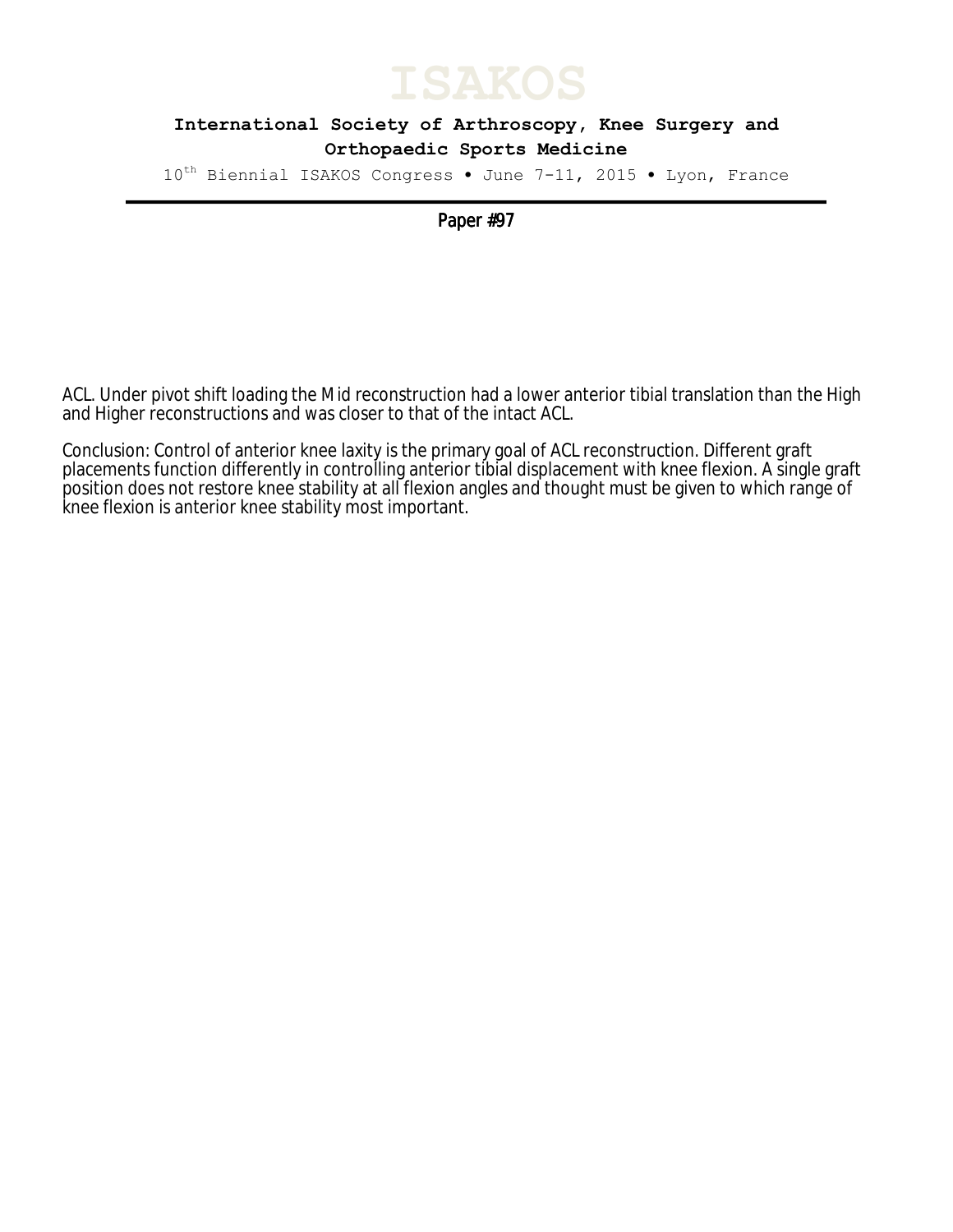ACL. Under pivot shift loading the Mid reconstruction had a lower anterior tibial translation than the High and Higher reconstructions and was closer to that of the intact ACL.

Conclusion: Control of anterior knee laxity is the primary goal of ACL reconstruction. Different graft placements function differently in controlling anterior tibial displacement with knee flexion. A single graft position does not restore knee stability at all flexion angles and thought must be given to which range of knee flexion is anterior knee stability most important.